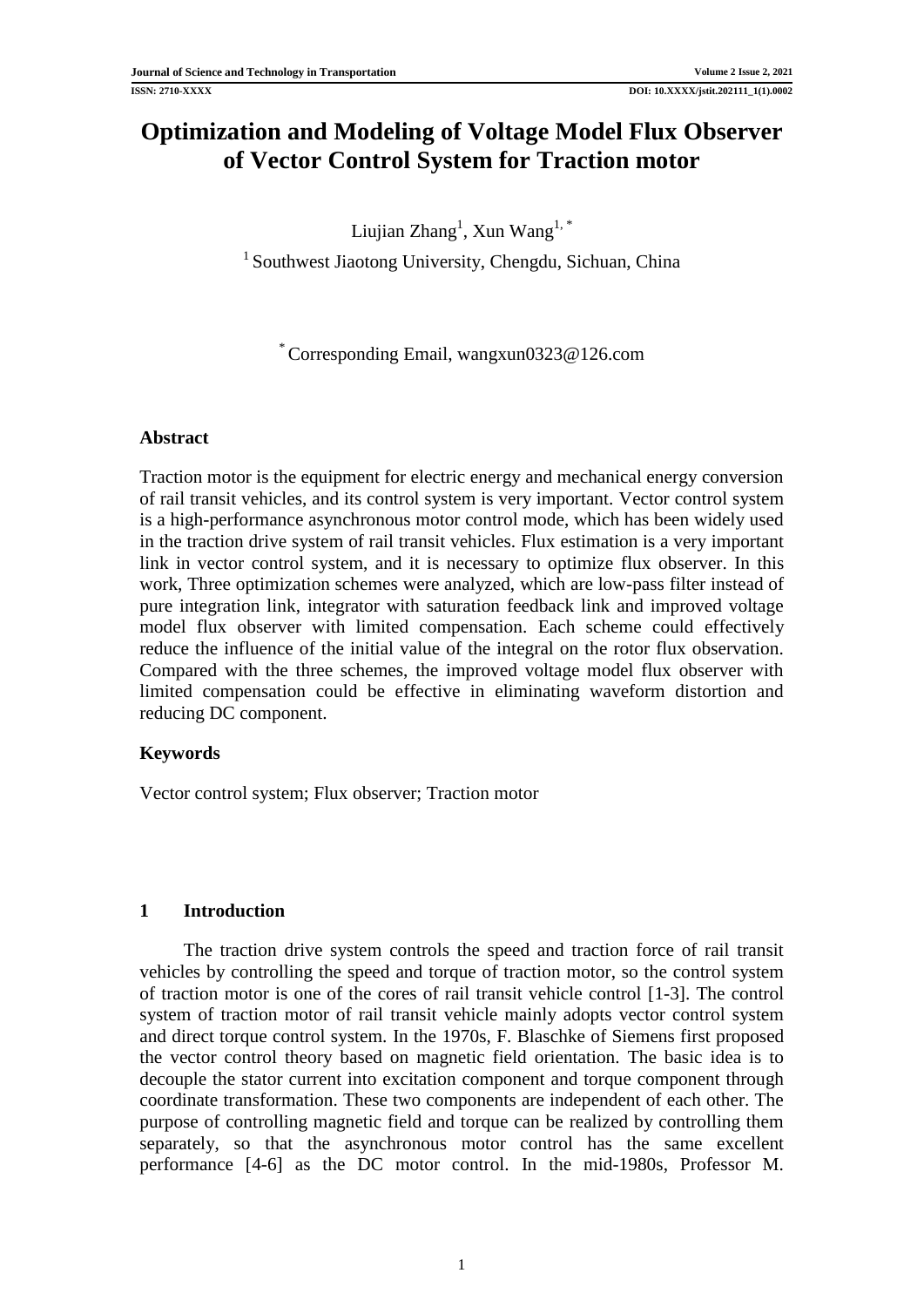# Optimization and Modeling of Voltage Model Flux Observer of Vector Control System for Traction motor

Liujian Zhang[1], Xun Wang[1,*]

[1] Southwest Jiaotong University, Chengdu, Sichuan, China

[*] Corresponding Email, wangxun0323@126.com

### Abstract

Traction motor is the equipment for electric energy and mechanical energy conversion of rail transit vehicles, and its control system is very important. Vector control system is a high-performance asynchronous motor control mode, which has been widely used in the traction drive system of rail transit vehicles. Flux estimation is a very important link in vector control system, and it is necessary to optimize flux observer. In this work, Three optimization schemes were analyzed, which are low-pass filter instead of pure integration link, integrator with saturation feedback link and improved voltage model flux observer with limited compensation. Each scheme could effectively reduce the influence of the initial value of the integral on the rotor flux observation. Compared with the three schemes, the improved voltage model flux observer with limited compensation could be effective in eliminating waveform distortion and reducing DC component.

### Keywords

Vector control system; Flux observer; Traction motor

## 1 Introduction

The traction drive system controls the speed and traction force of rail transit vehicles by controlling the speed and torque of traction motor, so the control system of traction motor is one of the cores of rail transit vehicle control [1-3]. The control system of traction motor of rail transit vehicle mainly adopts vector control system and direct torque control system. In the 1970s, F. Blaschke of Siemens first proposed the vector control theory based on magnetic field orientation. The basic idea is to decouple the stator current into excitation component and torque component through coordinate transformation. These two components are independent of each other. The purpose of controlling magnetic field and torque can be realized by controlling them separately, so that the asynchronous motor control has the same excellent performance [4-6] as the DC motor control. In the mid-1980s, Professor M.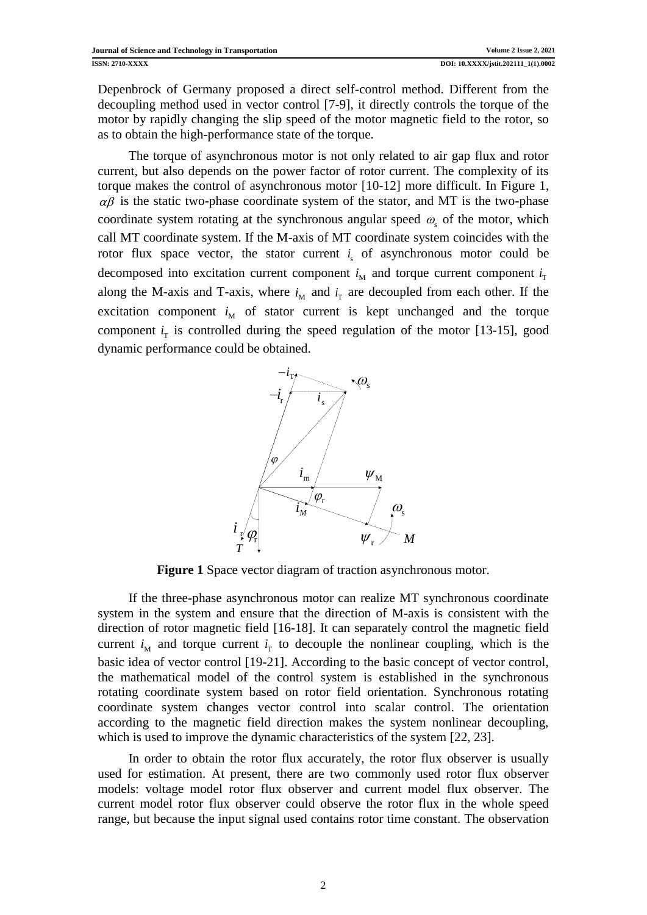Depenbrock of Germany proposed a direct self-control method. Different from the decoupling method used in vector control [7-9], it directly controls the torque of the motor by rapidly changing the slip speed of the motor magnetic field to the rotor, so as to obtain the high-performance state of the torque.

The torque of asynchronous motor is not only related to air gap flux and rotor current, but also depends on the power factor of rotor current. The complexity of its torque makes the control of asynchronous motor [10-12] more difficult. In Figure 1, $\alpha\beta$ is the static two-phase coordinate system of the stator, and MT is the two-phase coordinate system rotating at the synchronous angular speed $\omega_s$ of the motor, which call MT coordinate system. If the M-axis of MT coordinate system coincides with the rotor flux space vector, the stator current $i_s$ of asynchronous motor could be decomposed into excitation current component $i_M$ and torque current component $i_T$ along the M-axis and T-axis, where $i_M$ and $i_T$ are decoupled from each other. If the excitation component $i_M$ of stator current is kept unchanged and the torque component $i_T$ is controlled during the speed regulation of the motor [13-15], good dynamic performance could be obtained.

$-i_T$
$\omega_s$
$-i_r$
$i_s$
$\varphi$
$i_m$
$\psi_M$
$\varphi_r$
$i_M$
$\omega_s$
$i_r$
$\varphi_r$
$T$
$\psi_r$
$M$

**Figure 1** Space vector diagram of traction asynchronous motor.

If the three-phase asynchronous motor can realize MT synchronous coordinate system in the system and ensure that the direction of M-axis is consistent with the direction of rotor magnetic field [16-18]. It can separately control the magnetic field current $i_M$ and torque current $i_T$ to decouple the nonlinear coupling, which is the basic idea of vector control [19-21]. According to the basic concept of vector control, the mathematical model of the control system is established in the synchronous rotating coordinate system based on rotor field orientation. Synchronous rotating coordinate system changes vector control into scalar control. The orientation according to the magnetic field direction makes the system nonlinear decoupling, which is used to improve the dynamic characteristics of the system [22, 23].

In order to obtain the rotor flux accurately, the rotor flux observer is usually used for estimation. At present, there are two commonly used rotor flux observer models: voltage model rotor flux observer and current model flux observer. The current model rotor flux observer could observe the rotor flux in the whole speed range, but because the input signal used contains rotor time constant. The observation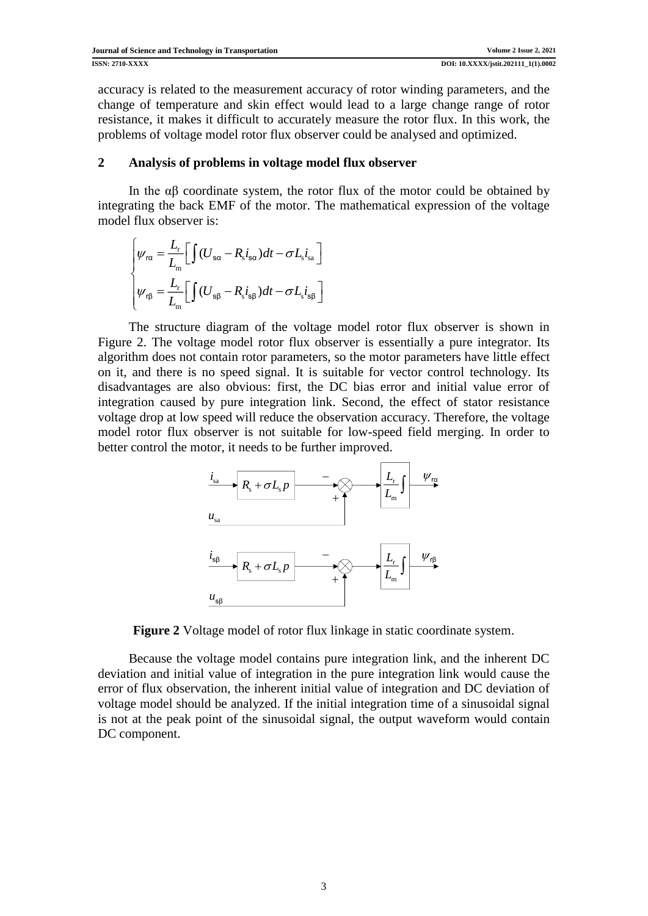accuracy is related to the measurement accuracy of rotor winding parameters, and the change of temperature and skin effect would lead to a large change range of rotor resistance, it makes it difficult to accurately measure the rotor flux. In this work, the problems of voltage model rotor flux observer could be analysed and optimized.

## 2 Analysis of problems in voltage model flux observer

In the αβ coordinate system, the rotor flux of the motor could be obtained by integrating the back EMF of the motor. The mathematical expression of the voltage model flux observer is:

$$\begin{cases} \psi_{r\alpha} = \dfrac{L_r}{L_m}\left[\int (U_{s\alpha} - R_s i_{s\alpha})dt - \sigma L_s i_{s\alpha}\right] \\ \psi_{r\beta} = \dfrac{L_r}{L_m}\left[\int (U_{s\beta} - R_s i_{s\beta})dt - \sigma L_s i_{s\beta}\right] \end{cases}$$

The structure diagram of the voltage model rotor flux observer is shown in Figure 2. The voltage model rotor flux observer is essentially a pure integrator. Its algorithm does not contain rotor parameters, so the motor parameters have little effect on it, and there is no speed signal. It is suitable for vector control technology. Its disadvantages are also obvious: first, the DC bias error and initial value error of integration caused by pure integration link. Second, the effect of stator resistance voltage drop at low speed will reduce the observation accuracy. Therefore, the voltage model rotor flux observer is not suitable for low-speed field merging. In order to better control the motor, it needs to be further improved.

$i_{s\alpha}$ $R_s + \sigma L_s p$ − + $\frac{L_r}{L_m}\int$ $\psi_{r\alpha}$

$u_{s\alpha}$

$i_{s\beta}$ $R_s + \sigma L_s p$ − + $\frac{L_r}{L_m}\int$ $\psi_{r\beta}$

$u_{s\beta}$

**Figure 2** Voltage model of rotor flux linkage in static coordinate system.

Because the voltage model contains pure integration link, and the inherent DC deviation and initial value of integration in the pure integration link would cause the error of flux observation, the inherent initial value of integration and DC deviation of voltage model should be analyzed. If the initial integration time of a sinusoidal signal is not at the peak point of the sinusoidal signal, the output waveform would contain DC component.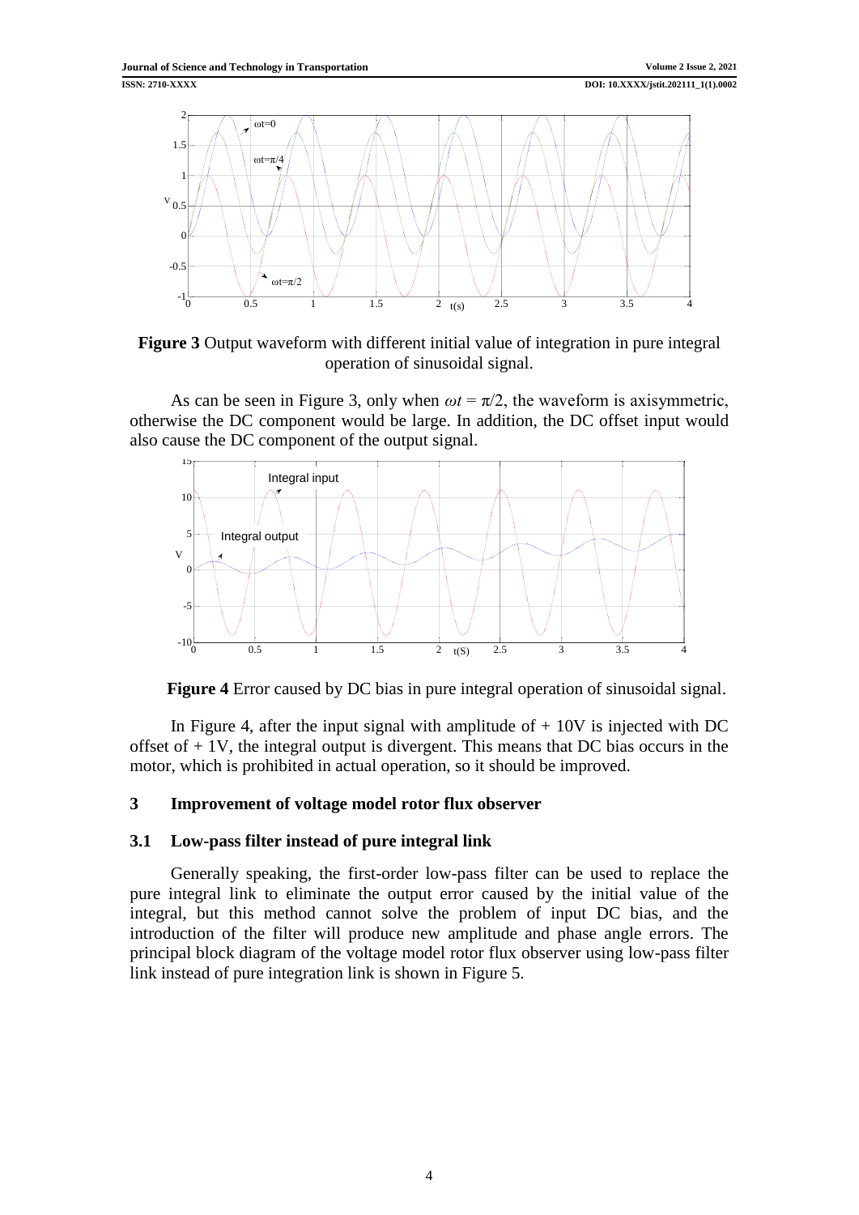2
1.5
1
V 0.5
0
-0.5
-1
0
0.5
1
1.5
2 t(s)
2.5
3
3.5
4
ωt=0
ωt=π/4
ωt=π/2

**Figure 3** Output waveform with different initial value of integration in pure integral operation of sinusoidal signal.

As can be seen in Figure 3, only when $\omega t = \pi/2$, the waveform is axisymmetric, otherwise the DC component would be large. In addition, the DC offset input would also cause the DC component of the output signal.

15
10
5
V
0
-5
-10
0
0.5
1
1.5
2 t(s)
2.5
3
3.5
4
Integral input
Integral output

**Figure 4** Error caused by DC bias in pure integral operation of sinusoidal signal.

In Figure 4, after the input signal with amplitude of + 10V is injected with DC offset of + 1V, the integral output is divergent. This means that DC bias occurs in the motor, which is prohibited in actual operation, so it should be improved.

## 3 Improvement of voltage model rotor flux observer

### 3.1 Low-pass filter instead of pure integral link

Generally speaking, the first-order low-pass filter can be used to replace the pure integral link to eliminate the output error caused by the initial value of the integral, but this method cannot solve the problem of input DC bias, and the introduction of the filter will produce new amplitude and phase angle errors. The principal block diagram of the voltage model rotor flux observer using low-pass filter link instead of pure integration link is shown in Figure 5.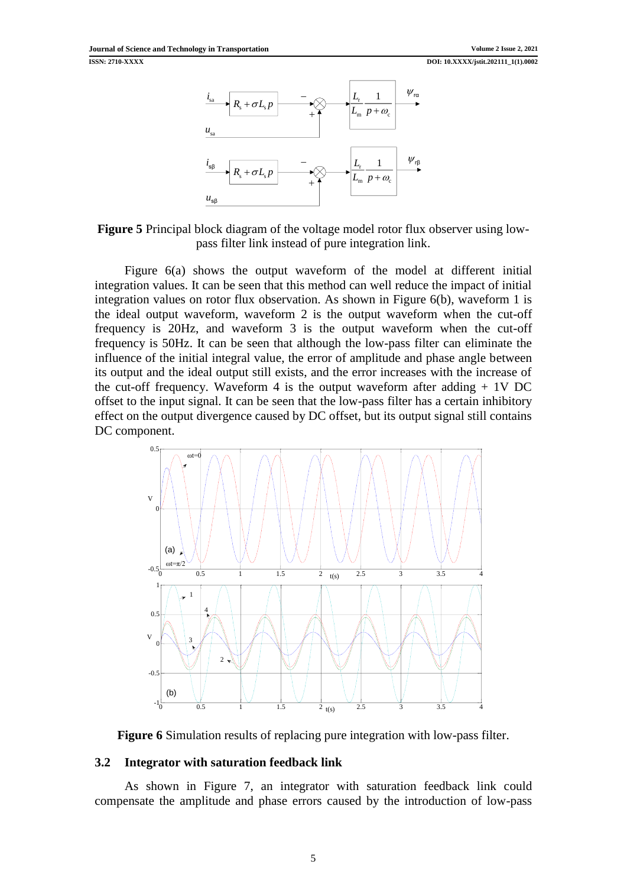$i_{s\alpha}$

$R_s + \sigma L_s p$

−

+

$u_{s\alpha}$

$\frac{L_r}{L_m} \frac{1}{p+\omega_c}$

$\psi_{r\alpha}$

$i_{s\beta}$

$R_s + \sigma L_s p$

−

+

$u_{s\beta}$

$\frac{L_r}{L_m} \frac{1}{p+\omega_c}$

$\psi_{r\beta}$

**Figure 5** Principal block diagram of the voltage model rotor flux observer using low-pass filter link instead of pure integration link.

Figure 6(a) shows the output waveform of the model at different initial integration values. It can be seen that this method can well reduce the impact of initial integration values on rotor flux observation. As shown in Figure 6(b), waveform 1 is the ideal output waveform, waveform 2 is the output waveform when the cut-off frequency is 20Hz, and waveform 3 is the output waveform when the cut-off frequency is 50Hz. It can be seen that although the low-pass filter can eliminate the influence of the initial integral value, the error of amplitude and phase angle between its output and the ideal output still exists, and the error increases with the increase of the cut-off frequency. Waveform 4 is the output waveform after adding + 1V DC offset to the input signal. It can be seen that the low-pass filter has a certain inhibitory effect on the output divergence caused by DC offset, but its output signal still contains DC component.

(a)

ωt=0

ωt=π/2

V

t(s)

0.5

0

-0.5

0 0.5 1 1.5 2 2.5 3 3.5 4

(b)

1

2

3

4

V

t(s)

1

0.5

0

-0.5

-1

0 0.5 1 1.5 2 2.5 3 3.5 4

**Figure 6** Simulation results of replacing pure integration with low-pass filter.

## 3.2 Integrator with saturation feedback link

As shown in Figure 7, an integrator with saturation feedback link could compensate the amplitude and phase errors caused by the introduction of low-pass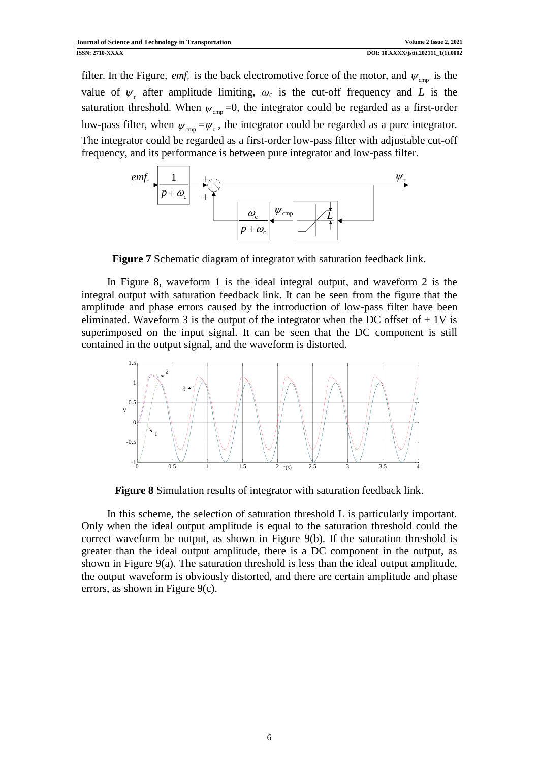filter. In the Figure, $emf_r$ is the back electromotive force of the motor, and $\psi_{cmp}$ is the value of $\psi_r$ after amplitude limiting, $\omega_c$ is the cut-off frequency and $L$ is the saturation threshold. When $\psi_{cmp}$ =0, the integrator could be regarded as a first-order low-pass filter, when $\psi_{cmp} = \psi_r$, the integrator could be regarded as a pure integrator. The integrator could be regarded as a first-order low-pass filter with adjustable cut-off frequency, and its performance is between pure integrator and low-pass filter.

$emf_r$

$\frac{1}{p+\omega_c}$

+

+

$\psi_r$

$\frac{\omega_c}{p+\omega_c}$

$\psi_{cmp}$

$L$

**Figure 7** Schematic diagram of integrator with saturation feedback link.

In Figure 8, waveform 1 is the ideal integral output, and waveform 2 is the integral output with saturation feedback link. It can be seen from the figure that the amplitude and phase errors caused by the introduction of low-pass filter have been eliminated. Waveform 3 is the output of the integrator when the DC offset of + 1V is superimposed on the input signal. It can be seen that the DC component is still contained in the output signal, and the waveform is distorted.

1.5
1
0.5
V
0
-0.5
-1
0
0.5
1
1.5
2
t(s)
2.5
3
3.5
4
1
2
3

**Figure 8** Simulation results of integrator with saturation feedback link.

In this scheme, the selection of saturation threshold L is particularly important. Only when the ideal output amplitude is equal to the saturation threshold could the correct waveform be output, as shown in Figure 9(b). If the saturation threshold is greater than the ideal output amplitude, there is a DC component in the output, as shown in Figure 9(a). The saturation threshold is less than the ideal output amplitude, the output waveform is obviously distorted, and there are certain amplitude and phase errors, as shown in Figure 9(c).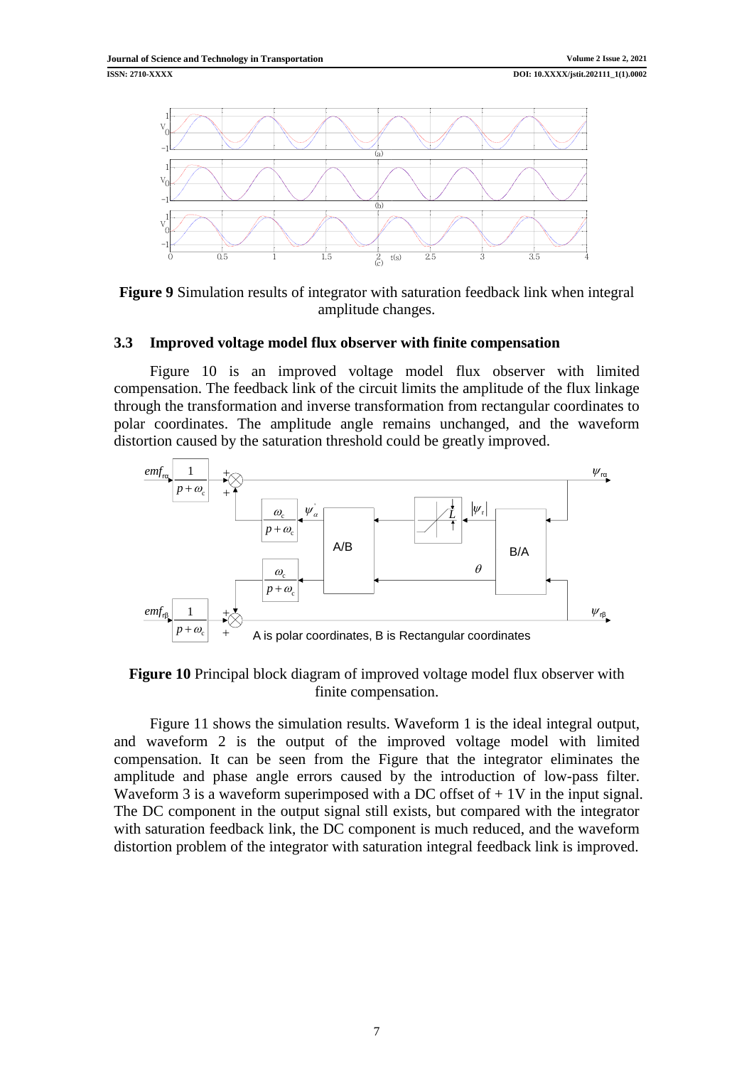V
1
0
−1
(a)
V
1
0
−1
(b)
V
1
0
−1
0 0.5 1 1.5 2 2.5 3 3.5 4
t(s)
(c)

**Figure 9** Simulation results of integrator with saturation feedback link when integral amplitude changes.

### 3.3 Improved voltage model flux observer with finite compensation

Figure 10 is an improved voltage model flux observer with limited compensation. The feedback link of the circuit limits the amplitude of the flux linkage through the transformation and inverse transformation from rectangular coordinates to polar coordinates. The amplitude angle remains unchanged, and the waveform distortion caused by the saturation threshold could be greatly improved.

$emf_{r\alpha}$ $\frac{1}{p+\omega_c}$ + + $\psi_{r\alpha}$
$\frac{\omega_c}{p+\omega_c}$ $\psi'_\alpha$ A/B $L$ $|\psi_r|$ B/A
$\frac{\omega_c}{p+\omega_c}$ $\theta$
$emf_{r\beta}$ $\frac{1}{p+\omega_c}$ + + $\psi_{r\beta}$
A is polar coordinates, B is Rectangular coordinates

**Figure 10** Principal block diagram of improved voltage model flux observer with finite compensation.

Figure 11 shows the simulation results. Waveform 1 is the ideal integral output, and waveform 2 is the output of the improved voltage model with limited compensation. It can be seen from the Figure that the integrator eliminates the amplitude and phase angle errors caused by the introduction of low-pass filter. Waveform 3 is a waveform superimposed with a DC offset of + 1V in the input signal. The DC component in the output signal still exists, but compared with the integrator with saturation feedback link, the DC component is much reduced, and the waveform distortion problem of the integrator with saturation integral feedback link is improved.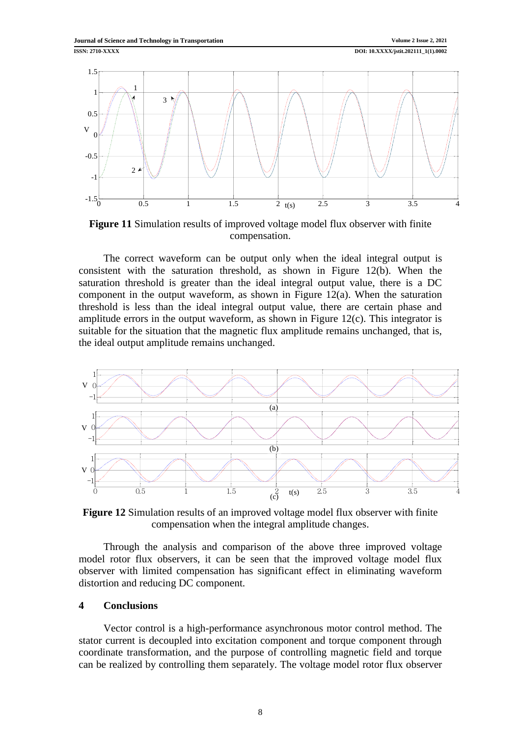1.5

1

0.5

V 0

-0.5

-1

-1.5

0 0.5 1 1.5 2 t(s) 2.5 3 3.5 4

1

2

3

**Figure 11** Simulation results of improved voltage model flux observer with finite compensation.

The correct waveform can be output only when the ideal integral output is consistent with the saturation threshold, as shown in Figure 12(b). When the saturation threshold is greater than the ideal integral output value, there is a DC component in the output waveform, as shown in Figure 12(a). When the saturation threshold is less than the ideal integral output value, there are certain phase and amplitude errors in the output waveform, as shown in Figure 12(c). This integrator is suitable for the situation that the magnetic flux amplitude remains unchanged, that is, the ideal output amplitude remains unchanged.

1

V 0

−1

(a)

1

V 0

−1

(b)

1

V 0

−1

0 0.5 1 1.5 2 t(s) 2.5 3 3.5 4

(c)

**Figure 12** Simulation results of an improved voltage model flux observer with finite compensation when the integral amplitude changes.

Through the analysis and comparison of the above three improved voltage model rotor flux observers, it can be seen that the improved voltage model flux observer with limited compensation has significant effect in eliminating waveform distortion and reducing DC component.

## 4 Conclusions

Vector control is a high-performance asynchronous motor control method. The stator current is decoupled into excitation component and torque component through coordinate transformation, and the purpose of controlling magnetic field and torque can be realized by controlling them separately. The voltage model rotor flux observer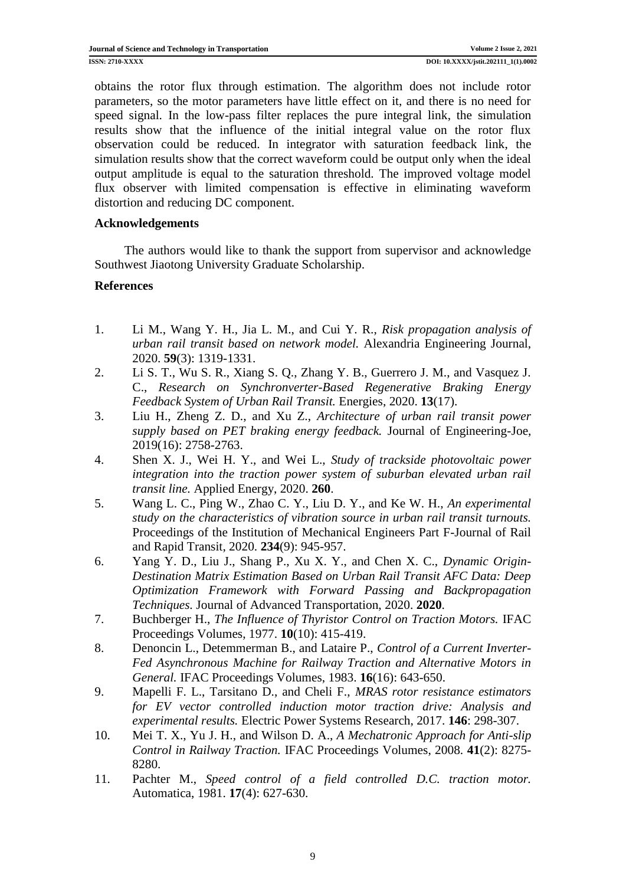obtains the rotor flux through estimation. The algorithm does not include rotor parameters, so the motor parameters have little effect on it, and there is no need for speed signal. In the low-pass filter replaces the pure integral link, the simulation results show that the influence of the initial integral value on the rotor flux observation could be reduced. In integrator with saturation feedback link, the simulation results show that the correct waveform could be output only when the ideal output amplitude is equal to the saturation threshold. The improved voltage model flux observer with limited compensation is effective in eliminating waveform distortion and reducing DC component.

## Acknowledgements

The authors would like to thank the support from supervisor and acknowledge Southwest Jiaotong University Graduate Scholarship.

## References

1. Li M., Wang Y. H., Jia L. M., and Cui Y. R., *Risk propagation analysis of urban rail transit based on network model.* Alexandria Engineering Journal, 2020. **59**(3): 1319-1331.
2. Li S. T., Wu S. R., Xiang S. Q., Zhang Y. B., Guerrero J. M., and Vasquez J. C., *Research on Synchronverter-Based Regenerative Braking Energy Feedback System of Urban Rail Transit.* Energies, 2020. **13**(17).
3. Liu H., Zheng Z. D., and Xu Z., *Architecture of urban rail transit power supply based on PET braking energy feedback.* Journal of Engineering-Joe, 2019(16): 2758-2763.
4. Shen X. J., Wei H. Y., and Wei L., *Study of trackside photovoltaic power integration into the traction power system of suburban elevated urban rail transit line.* Applied Energy, 2020. **260**.
5. Wang L. C., Ping W., Zhao C. Y., Liu D. Y., and Ke W. H., *An experimental study on the characteristics of vibration source in urban rail transit turnouts.* Proceedings of the Institution of Mechanical Engineers Part F-Journal of Rail and Rapid Transit, 2020. **234**(9): 945-957.
6. Yang Y. D., Liu J., Shang P., Xu X. Y., and Chen X. C., *Dynamic Origin-Destination Matrix Estimation Based on Urban Rail Transit AFC Data: Deep Optimization Framework with Forward Passing and Backpropagation Techniques.* Journal of Advanced Transportation, 2020. **2020**.
7. Buchberger H., *The Influence of Thyristor Control on Traction Motors.* IFAC Proceedings Volumes, 1977. **10**(10): 415-419.
8. Denoncin L., Detemmerman B., and Lataire P., *Control of a Current Inverter-Fed Asynchronous Machine for Railway Traction and Alternative Motors in General.* IFAC Proceedings Volumes, 1983. **16**(16): 643-650.
9. Mapelli F. L., Tarsitano D., and Cheli F., *MRAS rotor resistance estimators for EV vector controlled induction motor traction drive: Analysis and experimental results.* Electric Power Systems Research, 2017. **146**: 298-307.
10. Mei T. X., Yu J. H., and Wilson D. A., *A Mechatronic Approach for Anti-slip Control in Railway Traction.* IFAC Proceedings Volumes, 2008. **41**(2): 8275-8280.
11. Pachter M., *Speed control of a field controlled D.C. traction motor.* Automatica, 1981. **17**(4): 627-630.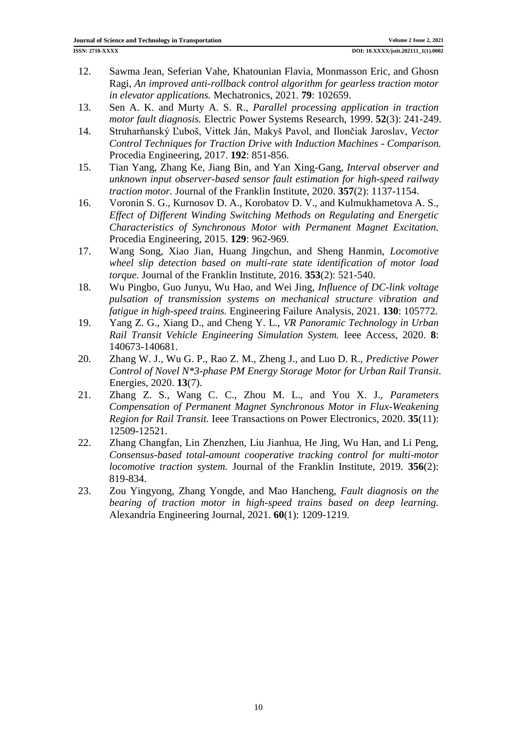12. Sawma Jean, Seferian Vahe, Khatounian Flavia, Monmasson Eric, and Ghosn Ragi, *An improved anti-rollback control algorithm for gearless traction motor in elevator applications.* Mechatronics, 2021. **79**: 102659.
13. Sen A. K. and Murty A. S. R., *Parallel processing application in traction motor fault diagnosis.* Electric Power Systems Research, 1999. **52**(3): 241-249.
14. Struharňanský Ľuboš, Vittek Ján, Makyš Pavol, and Ilončiak Jaroslav, *Vector Control Techniques for Traction Drive with Induction Machines - Comparison.* Procedia Engineering, 2017. **192**: 851-856.
15. Tian Yang, Zhang Ke, Jiang Bin, and Yan Xing-Gang, *Interval observer and unknown input observer-based sensor fault estimation for high-speed railway traction motor.* Journal of the Franklin Institute, 2020. **357**(2): 1137-1154.
16. Voronin S. G., Kurnosov D. A., Korobatov D. V., and Kulmukhametova A. S., *Effect of Different Winding Switching Methods on Regulating and Energetic Characteristics of Synchronous Motor with Permanent Magnet Excitation.* Procedia Engineering, 2015. **129**: 962-969.
17. Wang Song, Xiao Jian, Huang Jingchun, and Sheng Hanmin, *Locomotive wheel slip detection based on multi-rate state identification of motor load torque.* Journal of the Franklin Institute, 2016. **353**(2): 521-540.
18. Wu Pingbo, Guo Junyu, Wu Hao, and Wei Jing, *Influence of DC-link voltage pulsation of transmission systems on mechanical structure vibration and fatigue in high-speed trains.* Engineering Failure Analysis, 2021. **130**: 105772.
19. Yang Z. G., Xiang D., and Cheng Y. L., *VR Panoramic Technology in Urban Rail Transit Vehicle Engineering Simulation System.* Ieee Access, 2020. **8**: 140673-140681.
20. Zhang W. J., Wu G. P., Rao Z. M., Zheng J., and Luo D. R., *Predictive Power Control of Novel N*3-phase PM Energy Storage Motor for Urban Rail Transit*. Energies, 2020. **13**(7).
21. Zhang Z. S., Wang C. C., Zhou M. L., and You X. J., *Parameters Compensation of Permanent Magnet Synchronous Motor in Flux-Weakening Region for Rail Transit.* Ieee Transactions on Power Electronics, 2020. **35**(11): 12509-12521.
22. Zhang Changfan, Lin Zhenzhen, Liu Jianhua, He Jing, Wu Han, and Li Peng, *Consensus-based total-amount cooperative tracking control for multi-motor locomotive traction system.* Journal of the Franklin Institute, 2019. **356**(2): 819-834.
23. Zou Yingyong, Zhang Yongde, and Mao Hancheng, *Fault diagnosis on the bearing of traction motor in high-speed trains based on deep learning.* Alexandria Engineering Journal, 2021. **60**(1): 1209-1219.